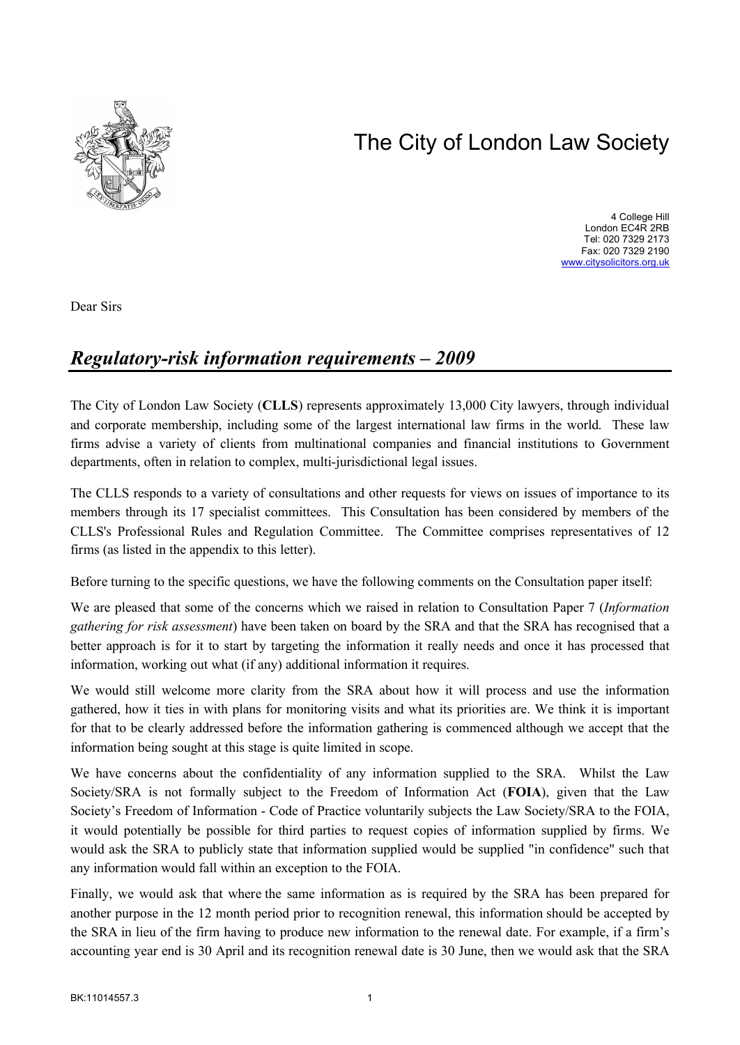# The City of London Law Society

4 College Hill
London EC4R 2RB
Tel: 020 7329 2173
Fax: 020 7329 2190
www.citysolicitors.org.uk

Dear Sirs

## *Regulatory-risk information requirements – 2009*

The City of London Law Society (**CLLS**) represents approximately 13,000 City lawyers, through individual and corporate membership, including some of the largest international law firms in the world. These law firms advise a variety of clients from multinational companies and financial institutions to Government departments, often in relation to complex, multi-jurisdictional legal issues.

The CLLS responds to a variety of consultations and other requests for views on issues of importance to its members through its 17 specialist committees. This Consultation has been considered by members of the CLLS's Professional Rules and Regulation Committee. The Committee comprises representatives of 12 firms (as listed in the appendix to this letter).

Before turning to the specific questions, we have the following comments on the Consultation paper itself:

We are pleased that some of the concerns which we raised in relation to Consultation Paper 7 (*Information gathering for risk assessment*) have been taken on board by the SRA and that the SRA has recognised that a better approach is for it to start by targeting the information it really needs and once it has processed that information, working out what (if any) additional information it requires.

We would still welcome more clarity from the SRA about how it will process and use the information gathered, how it ties in with plans for monitoring visits and what its priorities are. We think it is important for that to be clearly addressed before the information gathering is commenced although we accept that the information being sought at this stage is quite limited in scope.

We have concerns about the confidentiality of any information supplied to the SRA. Whilst the Law Society/SRA is not formally subject to the Freedom of Information Act (**FOIA**), given that the Law Society's Freedom of Information - Code of Practice voluntarily subjects the Law Society/SRA to the FOIA, it would potentially be possible for third parties to request copies of information supplied by firms. We would ask the SRA to publicly state that information supplied would be supplied "in confidence" such that any information would fall within an exception to the FOIA.

Finally, we would ask that where the same information as is required by the SRA has been prepared for another purpose in the 12 month period prior to recognition renewal, this information should be accepted by the SRA in lieu of the firm having to produce new information to the renewal date. For example, if a firm's accounting year end is 30 April and its recognition renewal date is 30 June, then we would ask that the SRA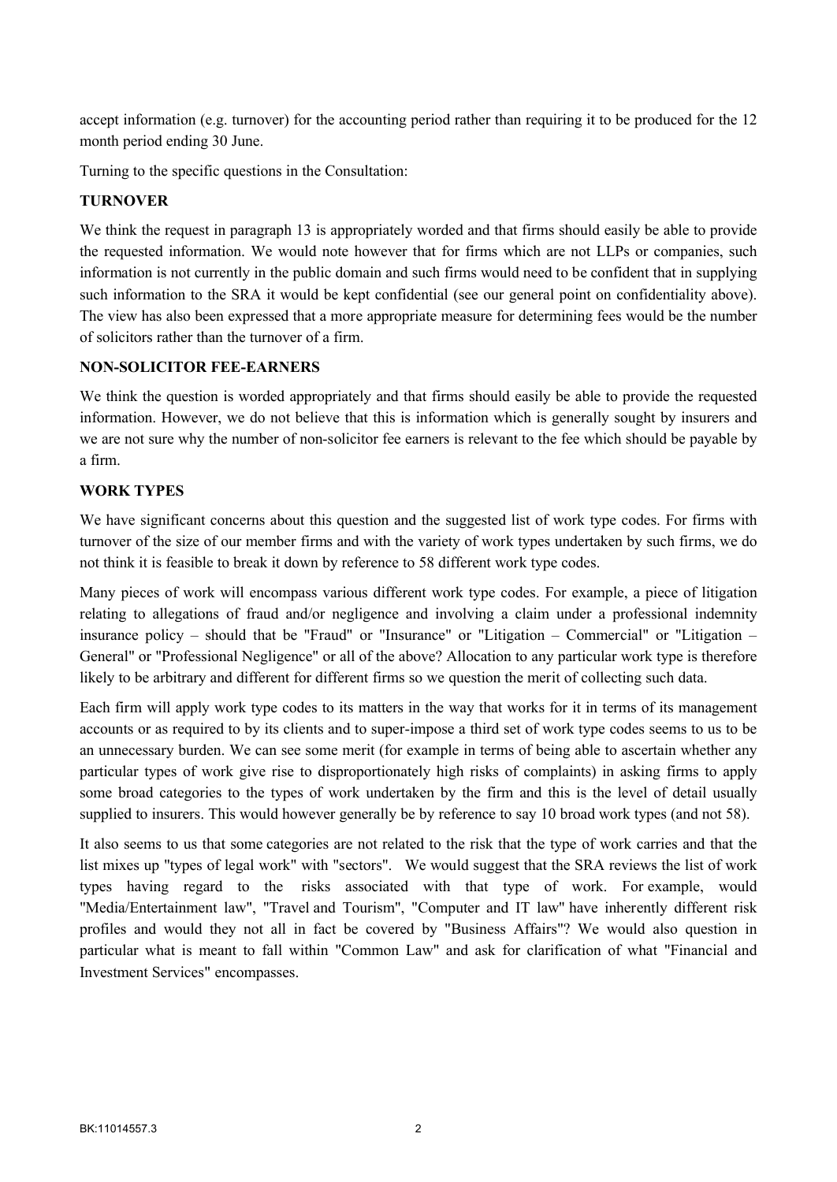accept information (e.g. turnover) for the accounting period rather than requiring it to be produced for the 12 month period ending 30 June.

Turning to the specific questions in the Consultation:

**TURNOVER**

We think the request in paragraph 13 is appropriately worded and that firms should easily be able to provide the requested information. We would note however that for firms which are not LLPs or companies, such information is not currently in the public domain and such firms would need to be confident that in supplying such information to the SRA it would be kept confidential (see our general point on confidentiality above). The view has also been expressed that a more appropriate measure for determining fees would be the number of solicitors rather than the turnover of a firm.

**NON-SOLICITOR FEE-EARNERS**

We think the question is worded appropriately and that firms should easily be able to provide the requested information. However, we do not believe that this is information which is generally sought by insurers and we are not sure why the number of non-solicitor fee earners is relevant to the fee which should be payable by a firm.

**WORK TYPES**

We have significant concerns about this question and the suggested list of work type codes. For firms with turnover of the size of our member firms and with the variety of work types undertaken by such firms, we do not think it is feasible to break it down by reference to 58 different work type codes.

Many pieces of work will encompass various different work type codes. For example, a piece of litigation relating to allegations of fraud and/or negligence and involving a claim under a professional indemnity insurance policy – should that be "Fraud" or "Insurance" or "Litigation – Commercial" or "Litigation – General" or "Professional Negligence" or all of the above? Allocation to any particular work type is therefore likely to be arbitrary and different for different firms so we question the merit of collecting such data.

Each firm will apply work type codes to its matters in the way that works for it in terms of its management accounts or as required to by its clients and to super-impose a third set of work type codes seems to us to be an unnecessary burden. We can see some merit (for example in terms of being able to ascertain whether any particular types of work give rise to disproportionately high risks of complaints) in asking firms to apply some broad categories to the types of work undertaken by the firm and this is the level of detail usually supplied to insurers. This would however generally be by reference to say 10 broad work types (and not 58).

It also seems to us that some categories are not related to the risk that the type of work carries and that the list mixes up "types of legal work" with "sectors". We would suggest that the SRA reviews the list of work types having regard to the risks associated with that type of work. For example, would "Media/Entertainment law", "Travel and Tourism", "Computer and IT law" have inherently different risk profiles and would they not all in fact be covered by "Business Affairs"? We would also question in particular what is meant to fall within "Common Law" and ask for clarification of what "Financial and Investment Services" encompasses.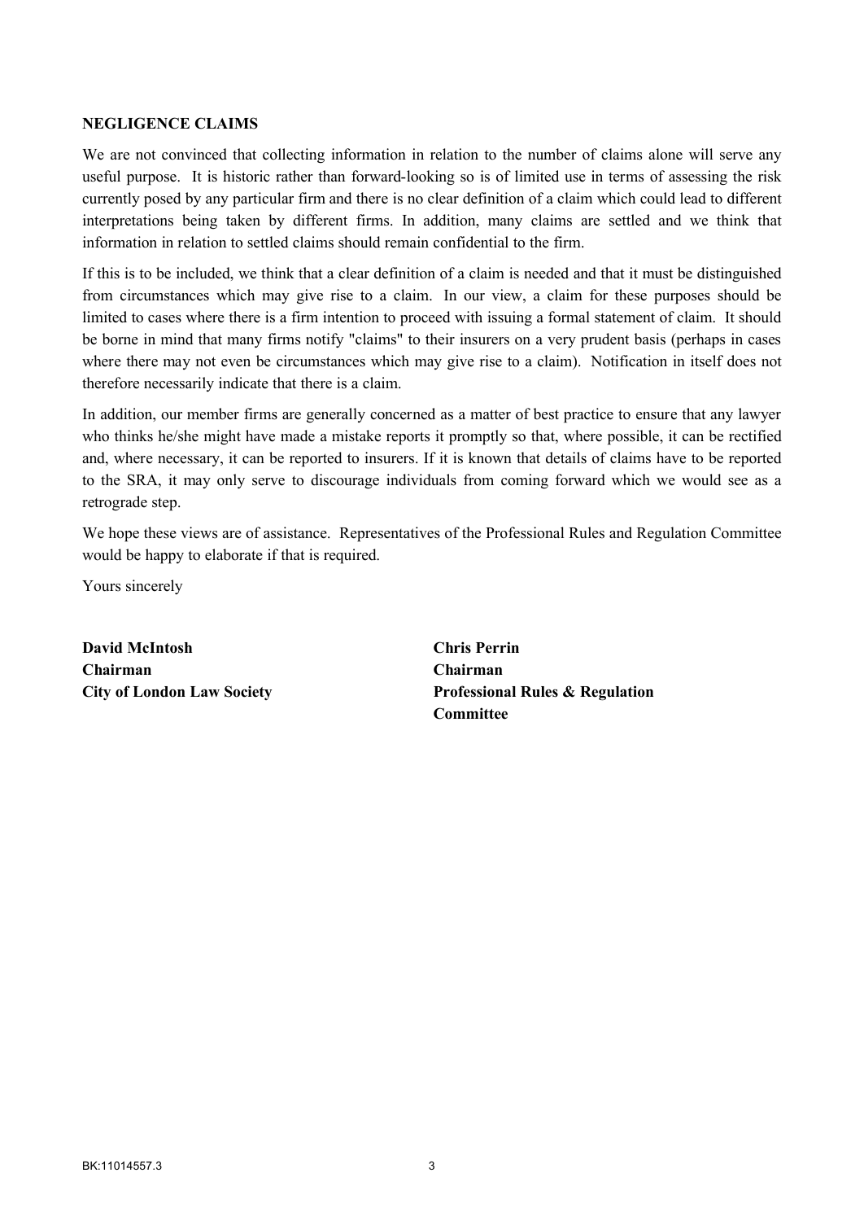**NEGLIGENCE CLAIMS**

We are not convinced that collecting information in relation to the number of claims alone will serve any useful purpose. It is historic rather than forward-looking so is of limited use in terms of assessing the risk currently posed by any particular firm and there is no clear definition of a claim which could lead to different interpretations being taken by different firms. In addition, many claims are settled and we think that information in relation to settled claims should remain confidential to the firm.

If this is to be included, we think that a clear definition of a claim is needed and that it must be distinguished from circumstances which may give rise to a claim. In our view, a claim for these purposes should be limited to cases where there is a firm intention to proceed with issuing a formal statement of claim. It should be borne in mind that many firms notify "claims" to their insurers on a very prudent basis (perhaps in cases where there may not even be circumstances which may give rise to a claim). Notification in itself does not therefore necessarily indicate that there is a claim.

In addition, our member firms are generally concerned as a matter of best practice to ensure that any lawyer who thinks he/she might have made a mistake reports it promptly so that, where possible, it can be rectified and, where necessary, it can be reported to insurers. If it is known that details of claims have to be reported to the SRA, it may only serve to discourage individuals from coming forward which we would see as a retrograde step.

We hope these views are of assistance. Representatives of the Professional Rules and Regulation Committee would be happy to elaborate if that is required.

Yours sincerely

**David McIntosh**
**Chairman**
**City of London Law Society**

**Chris Perrin**
**Chairman**
**Professional Rules & Regulation Committee**

BK:11014557.3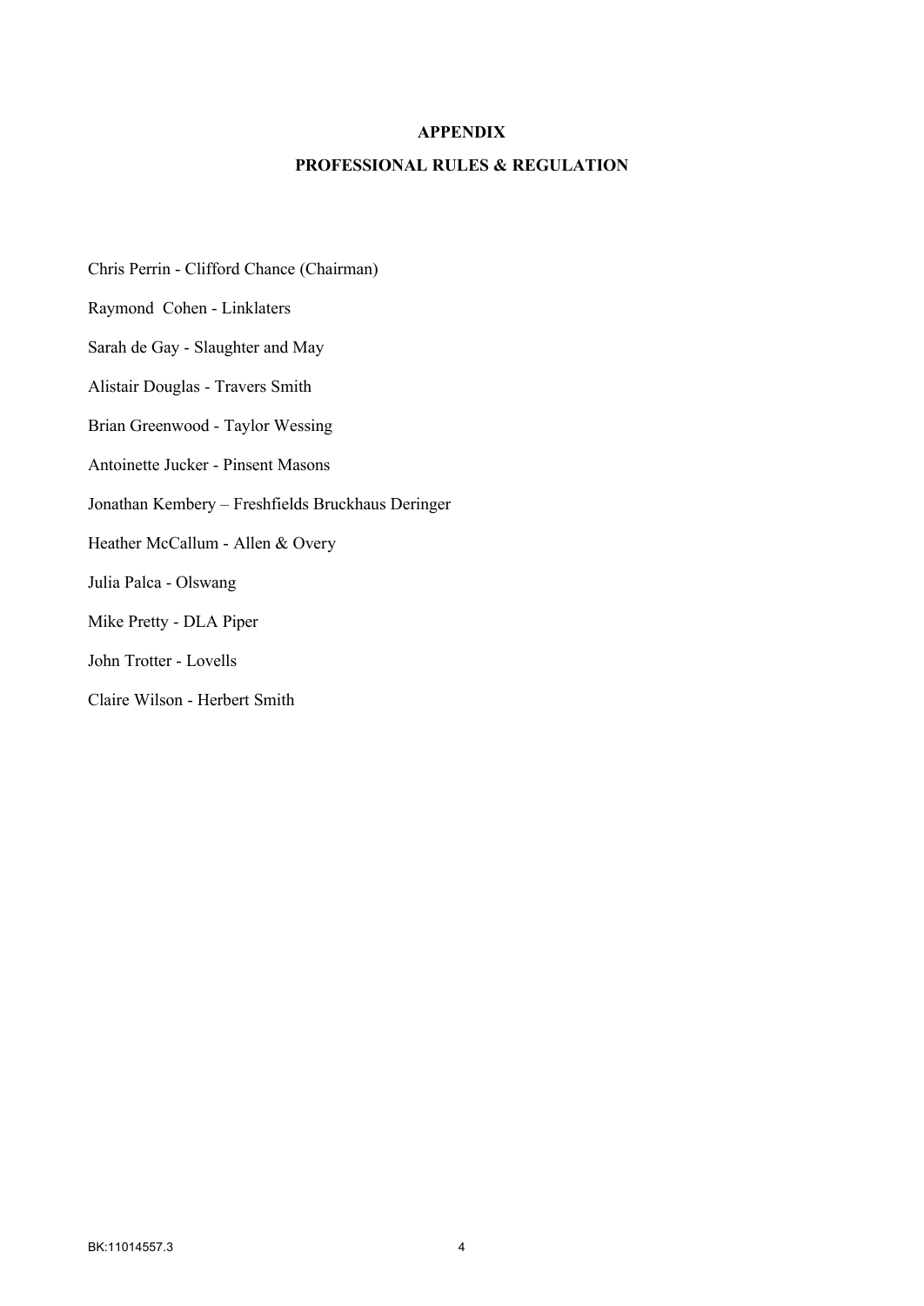# APPENDIX

## PROFESSIONAL RULES & REGULATION

Chris Perrin - Clifford Chance (Chairman)

Raymond Cohen - Linklaters

Sarah de Gay - Slaughter and May

Alistair Douglas - Travers Smith

Brian Greenwood - Taylor Wessing

Antoinette Jucker - Pinsent Masons

Jonathan Kembery – Freshfields Bruckhaus Deringer

Heather McCallum - Allen & Overy

Julia Palca - Olswang

Mike Pretty - DLA Piper

John Trotter - Lovells

Claire Wilson - Herbert Smith